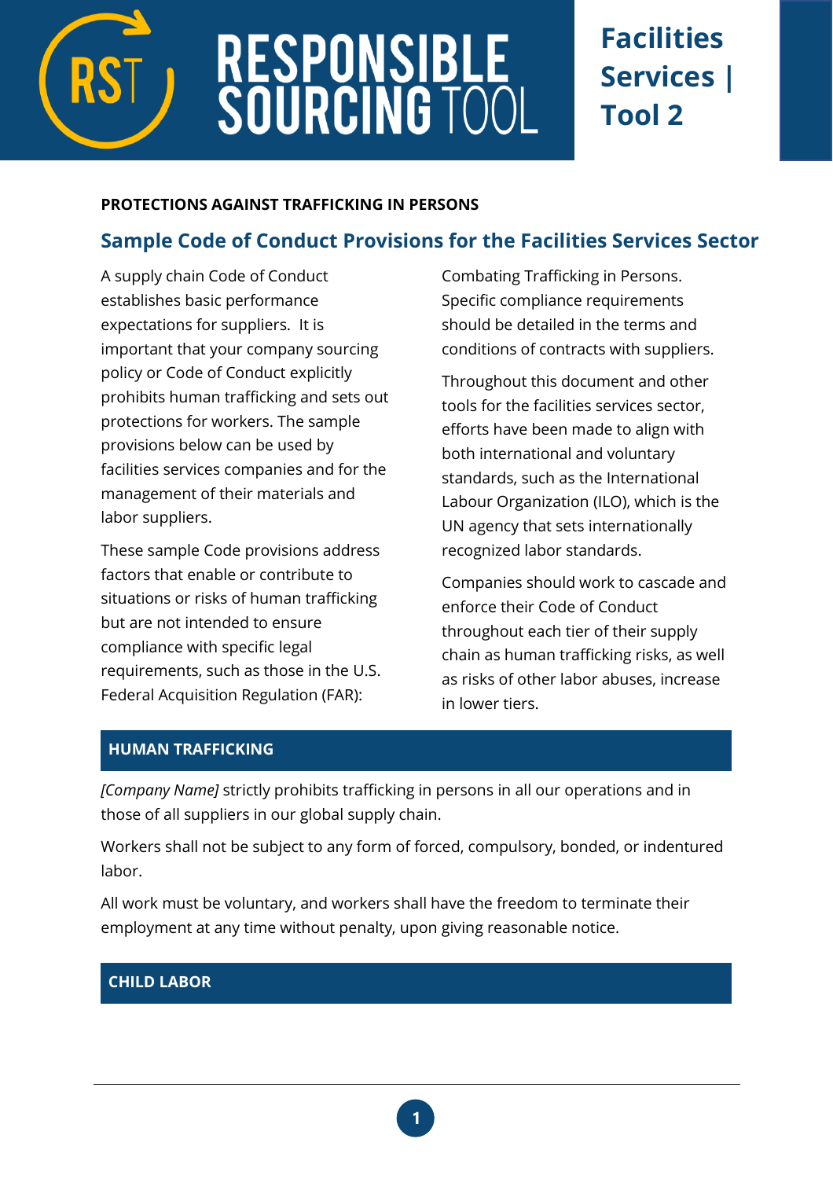# RESPONSIBLE SOURCING TOOL

**Facilities Services | Tool 2**

**PROTECTIONS AGAINST TRAFFICKING IN PERSONS**

## Sample Code of Conduct Provisions for the Facilities Services Sector

A supply chain Code of Conduct establishes basic performance expectations for suppliers. It is important that your company sourcing policy or Code of Conduct explicitly prohibits human trafficking and sets out protections for workers. The sample provisions below can be used by facilities services companies and for the management of their materials and labor suppliers.

These sample Code provisions address factors that enable or contribute to situations or risks of human trafficking but are not intended to ensure compliance with specific legal requirements, such as those in the U.S. Federal Acquisition Regulation (FAR): Combating Trafficking in Persons. Specific compliance requirements should be detailed in the terms and conditions of contracts with suppliers.

Throughout this document and other tools for the facilities services sector, efforts have been made to align with both international and voluntary standards, such as the International Labour Organization (ILO), which is the UN agency that sets internationally recognized labor standards.

Companies should work to cascade and enforce their Code of Conduct throughout each tier of their supply chain as human trafficking risks, as well as risks of other labor abuses, increase in lower tiers.

### HUMAN TRAFFICKING

*[Company Name]* strictly prohibits trafficking in persons in all our operations and in those of all suppliers in our global supply chain.

Workers shall not be subject to any form of forced, compulsory, bonded, or indentured labor.

All work must be voluntary, and workers shall have the freedom to terminate their employment at any time without penalty, upon giving reasonable notice.

### CHILD LABOR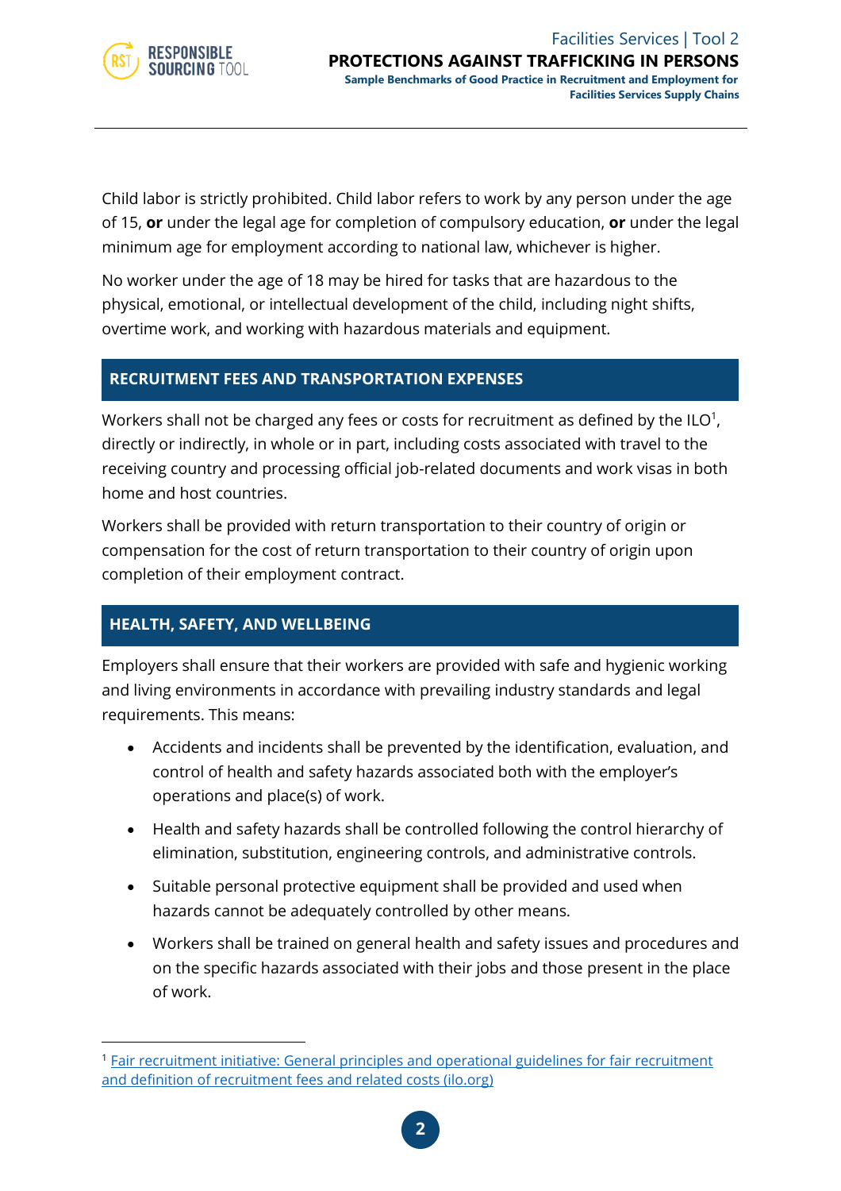Child labor is strictly prohibited. Child labor refers to work by any person under the age of 15, **or** under the legal age for completion of compulsory education, **or** under the legal minimum age for employment according to national law, whichever is higher.

No worker under the age of 18 may be hired for tasks that are hazardous to the physical, emotional, or intellectual development of the child, including night shifts, overtime work, and working with hazardous materials and equipment.

## RECRUITMENT FEES AND TRANSPORTATION EXPENSES

Workers shall not be charged any fees or costs for recruitment as defined by the ILO[1], directly or indirectly, in whole or in part, including costs associated with travel to the receiving country and processing official job-related documents and work visas in both home and host countries.

Workers shall be provided with return transportation to their country of origin or compensation for the cost of return transportation to their country of origin upon completion of their employment contract.

## HEALTH, SAFETY, AND WELLBEING

Employers shall ensure that their workers are provided with safe and hygienic working and living environments in accordance with prevailing industry standards and legal requirements. This means:

- Accidents and incidents shall be prevented by the identification, evaluation, and control of health and safety hazards associated both with the employer's operations and place(s) of work.
- Health and safety hazards shall be controlled following the control hierarchy of elimination, substitution, engineering controls, and administrative controls.
- Suitable personal protective equipment shall be provided and used when hazards cannot be adequately controlled by other means.
- Workers shall be trained on general health and safety issues and procedures and on the specific hazards associated with their jobs and those present in the place of work.

---

[1] [Fair recruitment initiative: General principles and operational guidelines for fair recruitment and definition of recruitment fees and related costs (ilo.org)]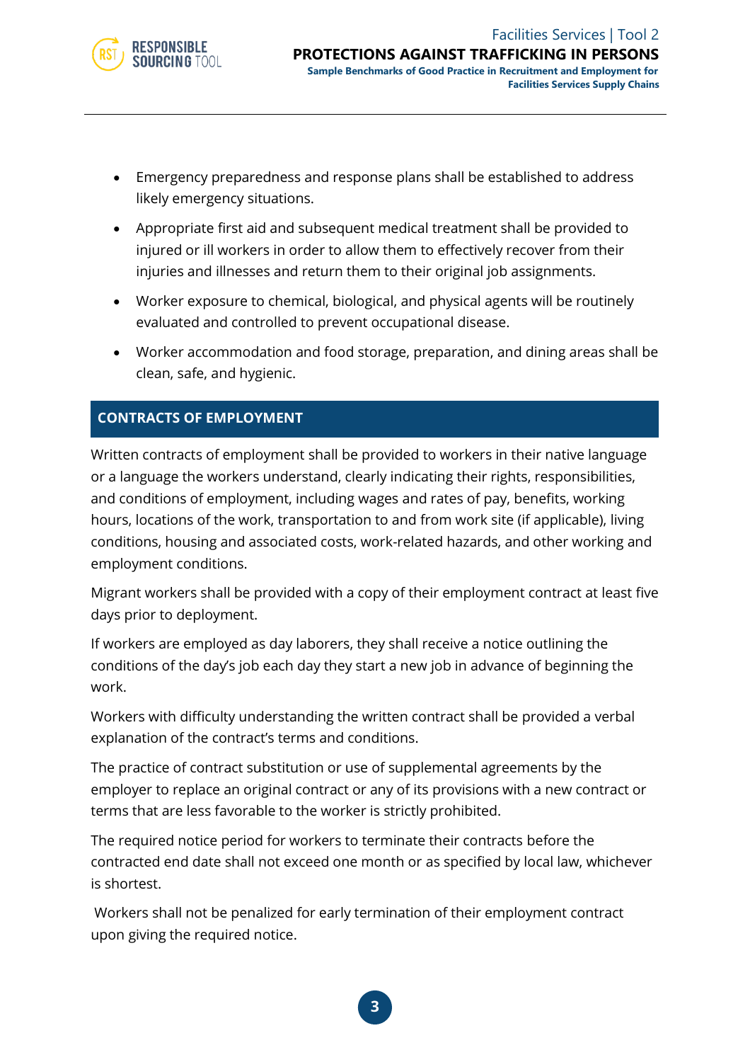- Emergency preparedness and response plans shall be established to address likely emergency situations.
- Appropriate first aid and subsequent medical treatment shall be provided to injured or ill workers in order to allow them to effectively recover from their injuries and illnesses and return them to their original job assignments.
- Worker exposure to chemical, biological, and physical agents will be routinely evaluated and controlled to prevent occupational disease.
- Worker accommodation and food storage, preparation, and dining areas shall be clean, safe, and hygienic.

## CONTRACTS OF EMPLOYMENT

Written contracts of employment shall be provided to workers in their native language or a language the workers understand, clearly indicating their rights, responsibilities, and conditions of employment, including wages and rates of pay, benefits, working hours, locations of the work, transportation to and from work site (if applicable), living conditions, housing and associated costs, work-related hazards, and other working and employment conditions.

Migrant workers shall be provided with a copy of their employment contract at least five days prior to deployment.

If workers are employed as day laborers, they shall receive a notice outlining the conditions of the day's job each day they start a new job in advance of beginning the work.

Workers with difficulty understanding the written contract shall be provided a verbal explanation of the contract's terms and conditions.

The practice of contract substitution or use of supplemental agreements by the employer to replace an original contract or any of its provisions with a new contract or terms that are less favorable to the worker is strictly prohibited.

The required notice period for workers to terminate their contracts before the contracted end date shall not exceed one month or as specified by local law, whichever is shortest.

Workers shall not be penalized for early termination of their employment contract upon giving the required notice.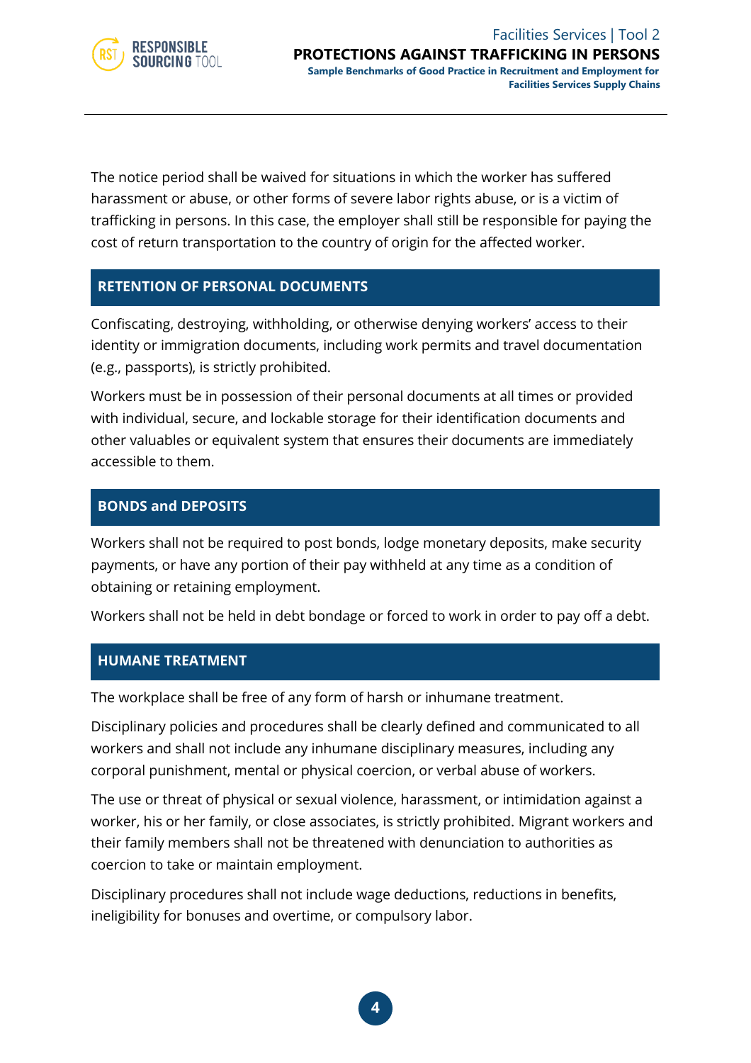The notice period shall be waived for situations in which the worker has suffered harassment or abuse, or other forms of severe labor rights abuse, or is a victim of trafficking in persons. In this case, the employer shall still be responsible for paying the cost of return transportation to the country of origin for the affected worker.

## RETENTION OF PERSONAL DOCUMENTS

Confiscating, destroying, withholding, or otherwise denying workers' access to their identity or immigration documents, including work permits and travel documentation (e.g., passports), is strictly prohibited.

Workers must be in possession of their personal documents at all times or provided with individual, secure, and lockable storage for their identification documents and other valuables or equivalent system that ensures their documents are immediately accessible to them.

## BONDS and DEPOSITS

Workers shall not be required to post bonds, lodge monetary deposits, make security payments, or have any portion of their pay withheld at any time as a condition of obtaining or retaining employment.

Workers shall not be held in debt bondage or forced to work in order to pay off a debt.

## HUMANE TREATMENT

The workplace shall be free of any form of harsh or inhumane treatment.

Disciplinary policies and procedures shall be clearly defined and communicated to all workers and shall not include any inhumane disciplinary measures, including any corporal punishment, mental or physical coercion, or verbal abuse of workers.

The use or threat of physical or sexual violence, harassment, or intimidation against a worker, his or her family, or close associates, is strictly prohibited. Migrant workers and their family members shall not be threatened with denunciation to authorities as coercion to take or maintain employment.

Disciplinary procedures shall not include wage deductions, reductions in benefits, ineligibility for bonuses and overtime, or compulsory labor.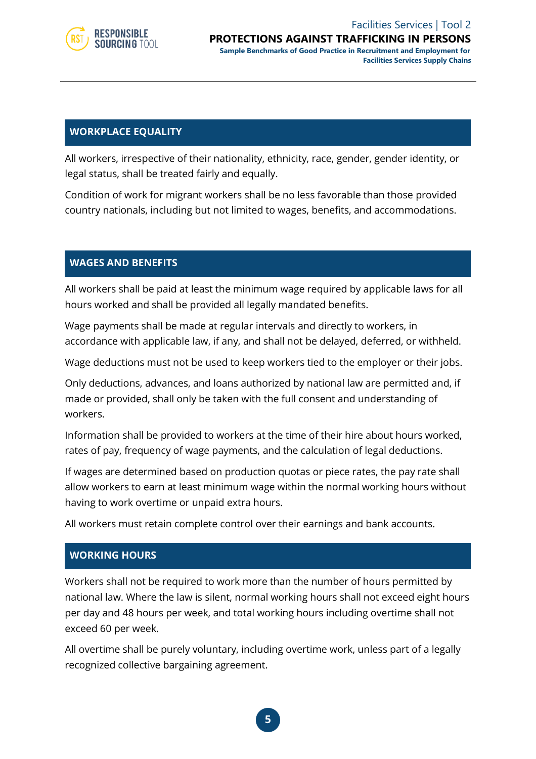## WORKPLACE EQUALITY

All workers, irrespective of their nationality, ethnicity, race, gender, gender identity, or legal status, shall be treated fairly and equally.

Condition of work for migrant workers shall be no less favorable than those provided country nationals, including but not limited to wages, benefits, and accommodations.

## WAGES AND BENEFITS

All workers shall be paid at least the minimum wage required by applicable laws for all hours worked and shall be provided all legally mandated benefits.

Wage payments shall be made at regular intervals and directly to workers, in accordance with applicable law, if any, and shall not be delayed, deferred, or withheld.

Wage deductions must not be used to keep workers tied to the employer or their jobs.

Only deductions, advances, and loans authorized by national law are permitted and, if made or provided, shall only be taken with the full consent and understanding of workers.

Information shall be provided to workers at the time of their hire about hours worked, rates of pay, frequency of wage payments, and the calculation of legal deductions.

If wages are determined based on production quotas or piece rates, the pay rate shall allow workers to earn at least minimum wage within the normal working hours without having to work overtime or unpaid extra hours.

All workers must retain complete control over their earnings and bank accounts.

## WORKING HOURS

Workers shall not be required to work more than the number of hours permitted by national law. Where the law is silent, normal working hours shall not exceed eight hours per day and 48 hours per week, and total working hours including overtime shall not exceed 60 per week.

All overtime shall be purely voluntary, including overtime work, unless part of a legally recognized collective bargaining agreement.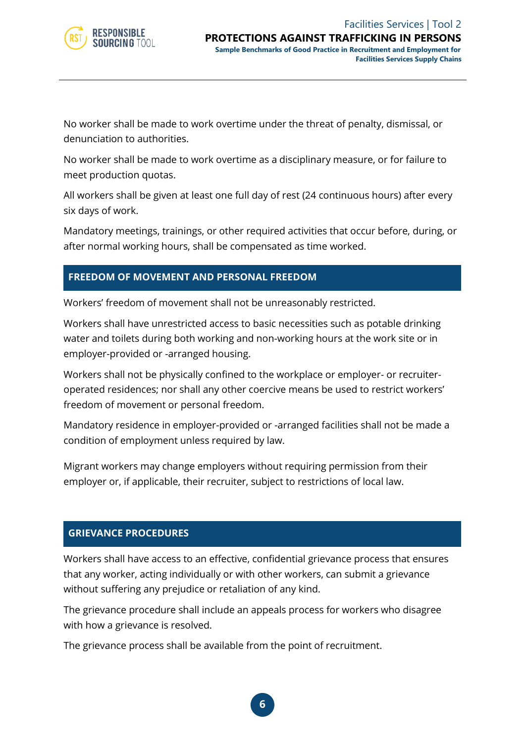No worker shall be made to work overtime under the threat of penalty, dismissal, or denunciation to authorities.

No worker shall be made to work overtime as a disciplinary measure, or for failure to meet production quotas.

All workers shall be given at least one full day of rest (24 continuous hours) after every six days of work.

Mandatory meetings, trainings, or other required activities that occur before, during, or after normal working hours, shall be compensated as time worked.

## FREEDOM OF MOVEMENT AND PERSONAL FREEDOM

Workers' freedom of movement shall not be unreasonably restricted.

Workers shall have unrestricted access to basic necessities such as potable drinking water and toilets during both working and non-working hours at the work site or in employer-provided or -arranged housing.

Workers shall not be physically confined to the workplace or employer- or recruiter-operated residences; nor shall any other coercive means be used to restrict workers' freedom of movement or personal freedom.

Mandatory residence in employer-provided or -arranged facilities shall not be made a condition of employment unless required by law.

Migrant workers may change employers without requiring permission from their employer or, if applicable, their recruiter, subject to restrictions of local law.

## GRIEVANCE PROCEDURES

Workers shall have access to an effective, confidential grievance process that ensures that any worker, acting individually or with other workers, can submit a grievance without suffering any prejudice or retaliation of any kind.

The grievance procedure shall include an appeals process for workers who disagree with how a grievance is resolved.

The grievance process shall be available from the point of recruitment.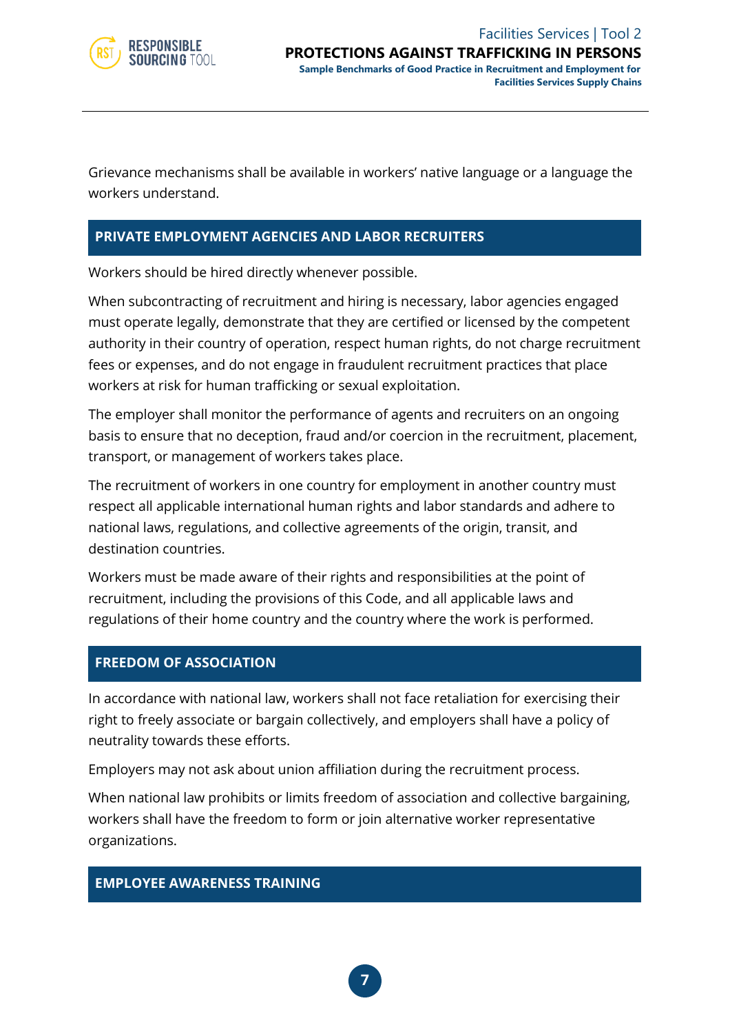Grievance mechanisms shall be available in workers' native language or a language the workers understand.

## PRIVATE EMPLOYMENT AGENCIES AND LABOR RECRUITERS

Workers should be hired directly whenever possible.

When subcontracting of recruitment and hiring is necessary, labor agencies engaged must operate legally, demonstrate that they are certified or licensed by the competent authority in their country of operation, respect human rights, do not charge recruitment fees or expenses, and do not engage in fraudulent recruitment practices that place workers at risk for human trafficking or sexual exploitation.

The employer shall monitor the performance of agents and recruiters on an ongoing basis to ensure that no deception, fraud and/or coercion in the recruitment, placement, transport, or management of workers takes place.

The recruitment of workers in one country for employment in another country must respect all applicable international human rights and labor standards and adhere to national laws, regulations, and collective agreements of the origin, transit, and destination countries.

Workers must be made aware of their rights and responsibilities at the point of recruitment, including the provisions of this Code, and all applicable laws and regulations of their home country and the country where the work is performed.

## FREEDOM OF ASSOCIATION

In accordance with national law, workers shall not face retaliation for exercising their right to freely associate or bargain collectively, and employers shall have a policy of neutrality towards these efforts.

Employers may not ask about union affiliation during the recruitment process.

When national law prohibits or limits freedom of association and collective bargaining, workers shall have the freedom to form or join alternative worker representative organizations.

## EMPLOYEE AWARENESS TRAINING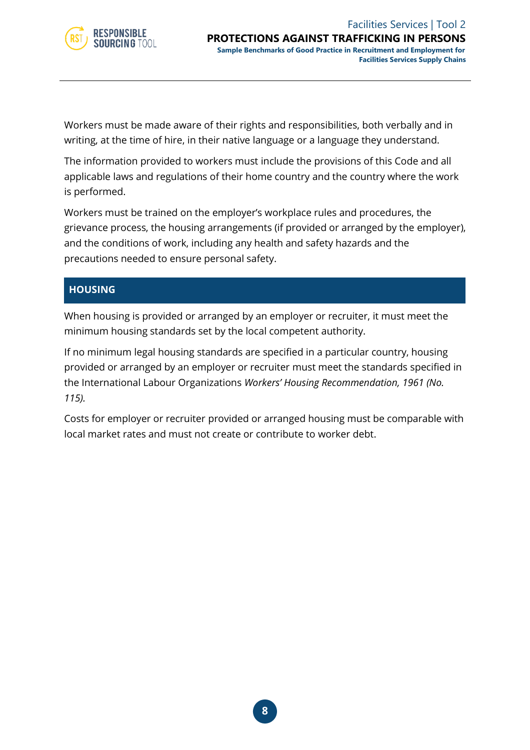Workers must be made aware of their rights and responsibilities, both verbally and in writing, at the time of hire, in their native language or a language they understand.

The information provided to workers must include the provisions of this Code and all applicable laws and regulations of their home country and the country where the work is performed.

Workers must be trained on the employer's workplace rules and procedures, the grievance process, the housing arrangements (if provided or arranged by the employer), and the conditions of work, including any health and safety hazards and the precautions needed to ensure personal safety.

## HOUSING

When housing is provided or arranged by an employer or recruiter, it must meet the minimum housing standards set by the local competent authority.

If no minimum legal housing standards are specified in a particular country, housing provided or arranged by an employer or recruiter must meet the standards specified in the International Labour Organizations *Workers' Housing Recommendation, 1961 (No. 115).*

Costs for employer or recruiter provided or arranged housing must be comparable with local market rates and must not create or contribute to worker debt.